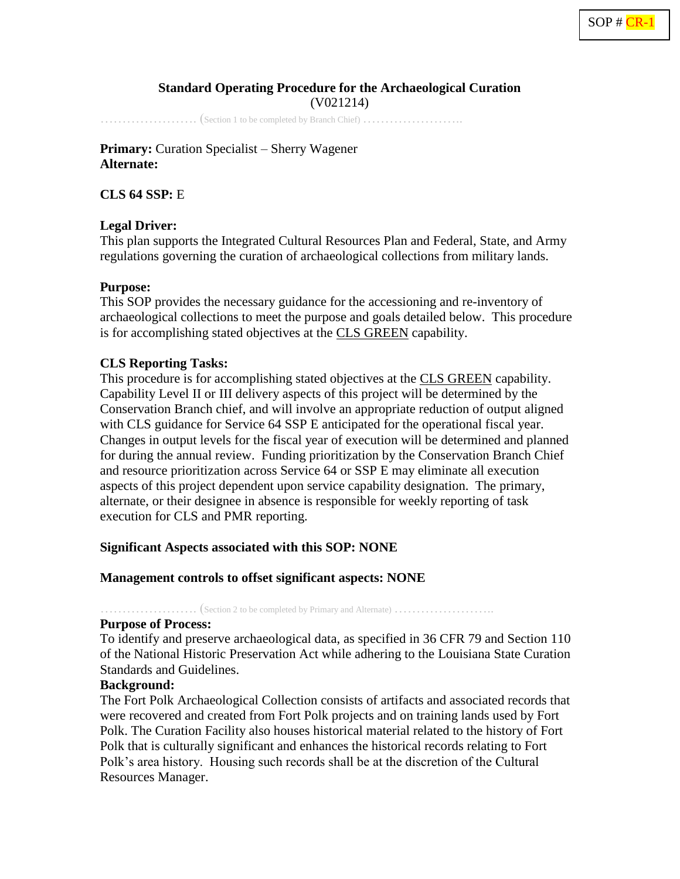SOP # CR-1

# Standard Operating Procedure for the Archaeological Curation

(V021214)

…………………. (Section 1 to be completed by Branch Chief) …………………..

**Primary:** Curation Specialist – Sherry Wagener
**Alternate:**

**CLS 64 SSP:** E

**Legal Driver:**
This plan supports the Integrated Cultural Resources Plan and Federal, State, and Army regulations governing the curation of archaeological collections from military lands.

**Purpose:**
This SOP provides the necessary guidance for the accessioning and re-inventory of archaeological collections to meet the purpose and goals detailed below. This procedure is for accomplishing stated objectives at the CLS GREEN capability.

**CLS Reporting Tasks:**
This procedure is for accomplishing stated objectives at the CLS GREEN capability. Capability Level II or III delivery aspects of this project will be determined by the Conservation Branch chief, and will involve an appropriate reduction of output aligned with CLS guidance for Service 64 SSP E anticipated for the operational fiscal year. Changes in output levels for the fiscal year of execution will be determined and planned for during the annual review. Funding prioritization by the Conservation Branch Chief and resource prioritization across Service 64 or SSP E may eliminate all execution aspects of this project dependent upon service capability designation. The primary, alternate, or their designee in absence is responsible for weekly reporting of task execution for CLS and PMR reporting.

**Significant Aspects associated with this SOP: NONE**

**Management controls to offset significant aspects: NONE**

…………………. (Section 2 to be completed by Primary and Alternate) …………………..

**Purpose of Process:**
To identify and preserve archaeological data, as specified in 36 CFR 79 and Section 110 of the National Historic Preservation Act while adhering to the Louisiana State Curation Standards and Guidelines.

**Background:**
The Fort Polk Archaeological Collection consists of artifacts and associated records that were recovered and created from Fort Polk projects and on training lands used by Fort Polk. The Curation Facility also houses historical material related to the history of Fort Polk that is culturally significant and enhances the historical records relating to Fort Polk's area history. Housing such records shall be at the discretion of the Cultural Resources Manager.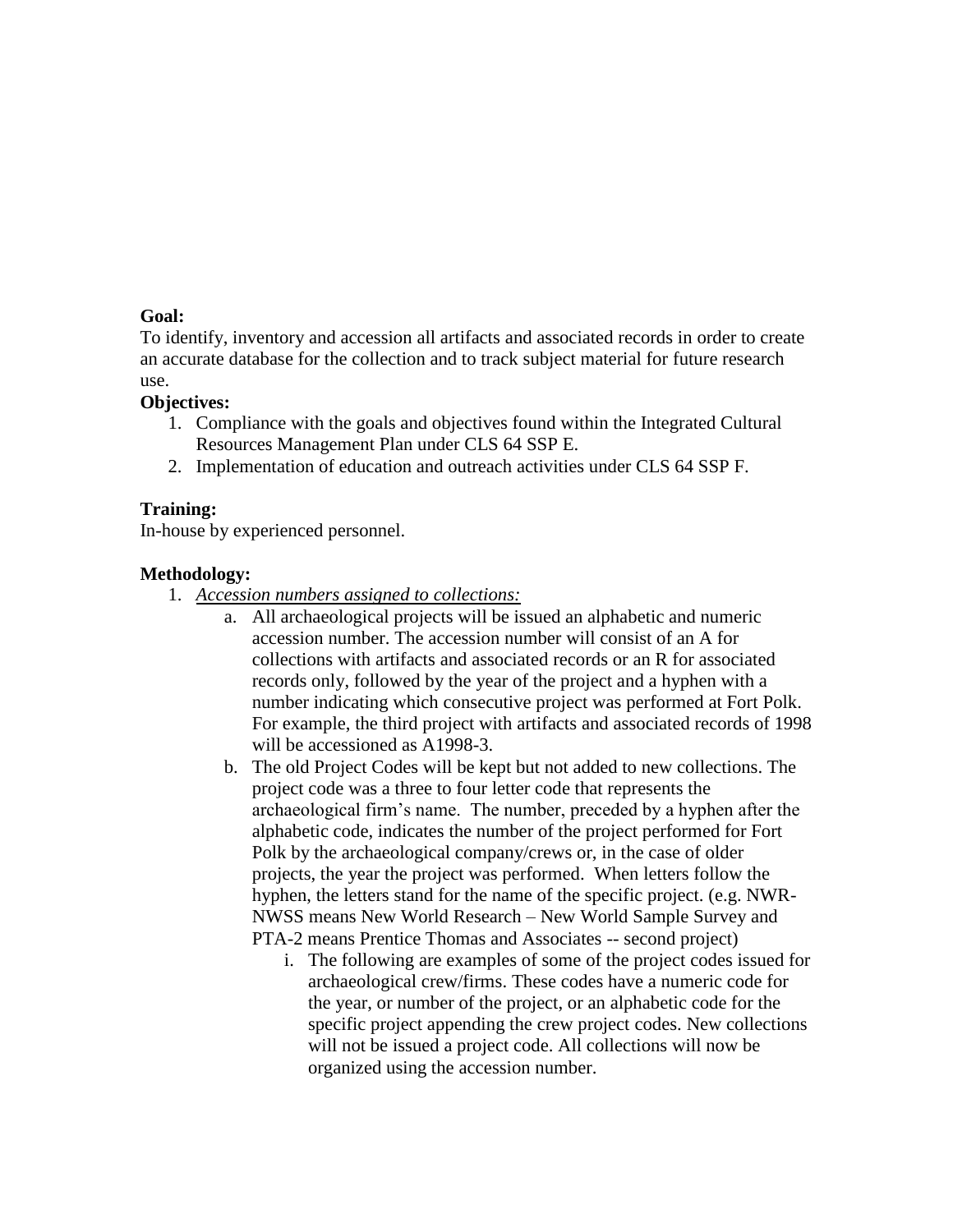**Goal:**

To identify, inventory and accession all artifacts and associated records in order to create an accurate database for the collection and to track subject material for future research use.

**Objectives:**

1. Compliance with the goals and objectives found within the Integrated Cultural Resources Management Plan under CLS 64 SSP E.
2. Implementation of education and outreach activities under CLS 64 SSP F.

**Training:**

In-house by experienced personnel.

**Methodology:**

1. *Accession numbers assigned to collections:*
   a. All archaeological projects will be issued an alphabetic and numeric accession number. The accession number will consist of an A for collections with artifacts and associated records or an R for associated records only, followed by the year of the project and a hyphen with a number indicating which consecutive project was performed at Fort Polk. For example, the third project with artifacts and associated records of 1998 will be accessioned as A1998-3.
   b. The old Project Codes will be kept but not added to new collections. The project code was a three to four letter code that represents the archaeological firm's name. The number, preceded by a hyphen after the alphabetic code, indicates the number of the project performed for Fort Polk by the archaeological company/crews or, in the case of older projects, the year the project was performed. When letters follow the hyphen, the letters stand for the name of the specific project. (e.g. NWR-NWSS means New World Research – New World Sample Survey and PTA-2 means Prentice Thomas and Associates -- second project)
      i. The following are examples of some of the project codes issued for archaeological crew/firms. These codes have a numeric code for the year, or number of the project, or an alphabetic code for the specific project appending the crew project codes. New collections will not be issued a project code. All collections will now be organized using the accession number.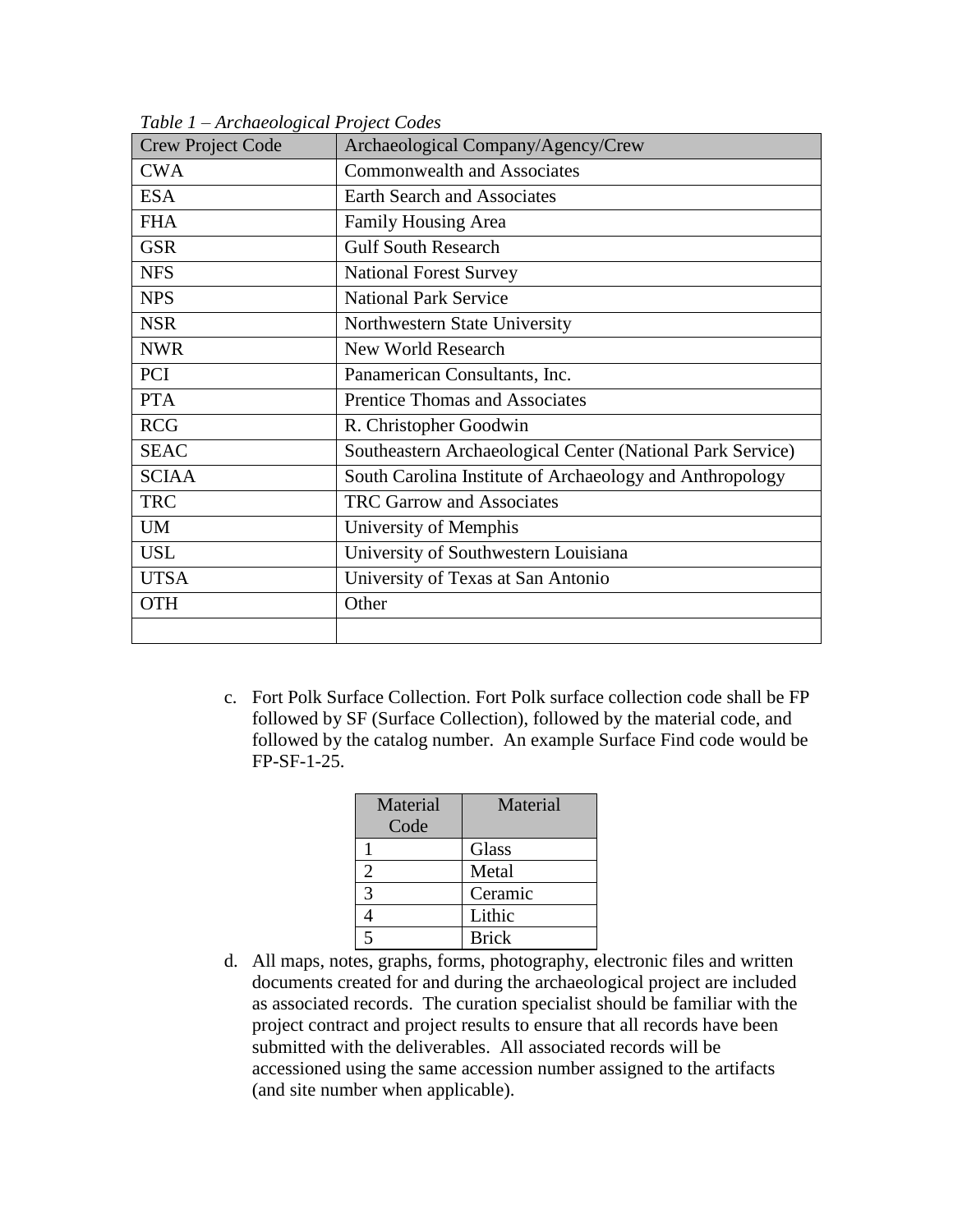*Table 1 – Archaeological Project Codes*

| Crew Project Code | Archaeological Company/Agency/Crew |
|---|---|
| CWA | Commonwealth and Associates |
| ESA | Earth Search and Associates |
| FHA | Family Housing Area |
| GSR | Gulf South Research |
| NFS | National Forest Survey |
| NPS | National Park Service |
| NSR | Northwestern State University |
| NWR | New World Research |
| PCI | Panamerican Consultants, Inc. |
| PTA | Prentice Thomas and Associates |
| RCG | R. Christopher Goodwin |
| SEAC | Southeastern Archaeological Center (National Park Service) |
| SCIAA | South Carolina Institute of Archaeology and Anthropology |
| TRC | TRC Garrow and Associates |
| UM | University of Memphis |
| USL | University of Southwestern Louisiana |
| UTSA | University of Texas at San Antonio |
| OTH | Other |
| | |

c. Fort Polk Surface Collection. Fort Polk surface collection code shall be FP followed by SF (Surface Collection), followed by the material code, and followed by the catalog number. An example Surface Find code would be FP-SF-1-25.

| Material Code | Material |
|---|---|
| 1 | Glass |
| 2 | Metal |
| 3 | Ceramic |
| 4 | Lithic |
| 5 | Brick |

d. All maps, notes, graphs, forms, photography, electronic files and written documents created for and during the archaeological project are included as associated records. The curation specialist should be familiar with the project contract and project results to ensure that all records have been submitted with the deliverables. All associated records will be accessioned using the same accession number assigned to the artifacts (and site number when applicable).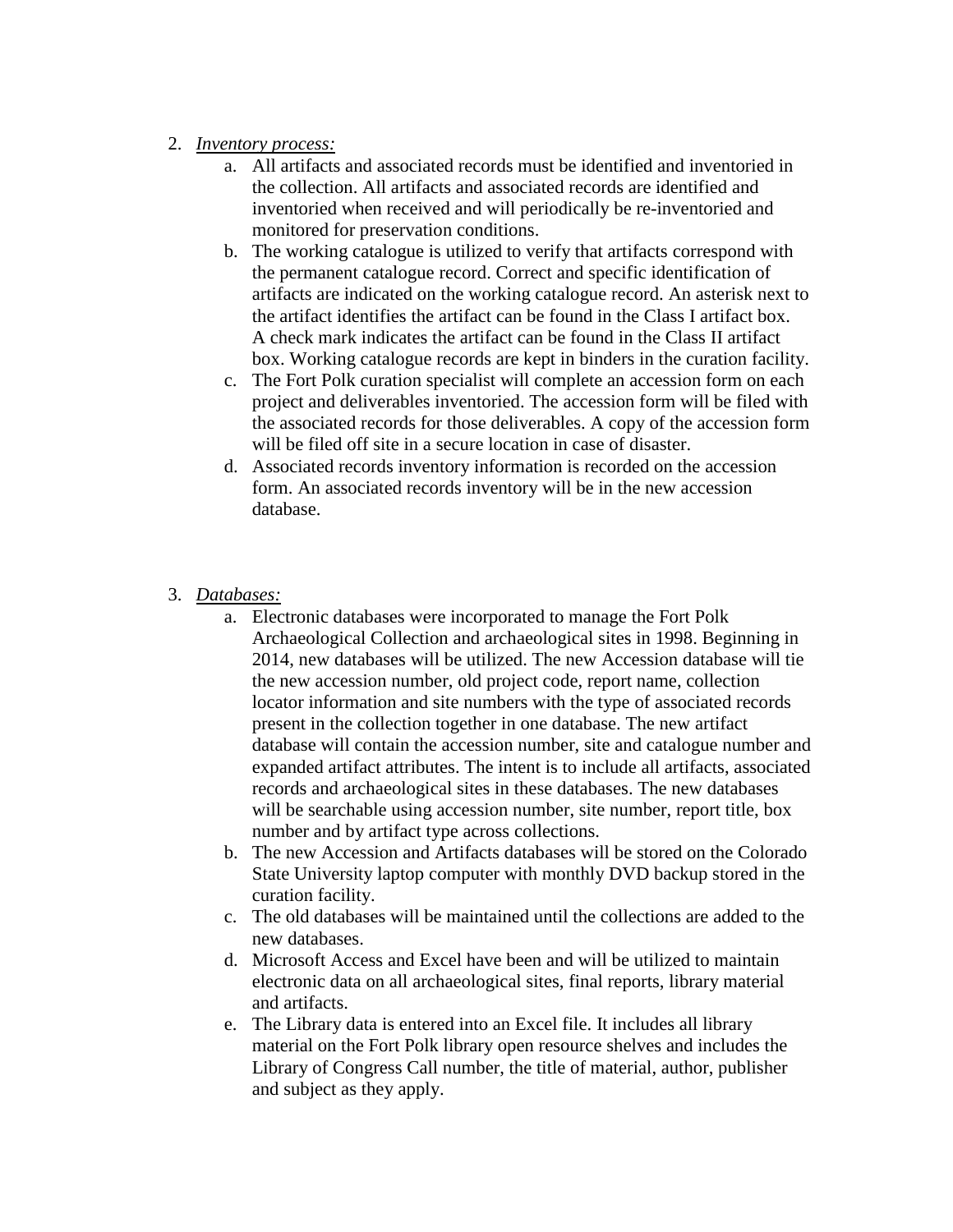2. *Inventory process:*
    a. All artifacts and associated records must be identified and inventoried in the collection. All artifacts and associated records are identified and inventoried when received and will periodically be re-inventoried and monitored for preservation conditions.
    b. The working catalogue is utilized to verify that artifacts correspond with the permanent catalogue record. Correct and specific identification of artifacts are indicated on the working catalogue record. An asterisk next to the artifact identifies the artifact can be found in the Class I artifact box. A check mark indicates the artifact can be found in the Class II artifact box. Working catalogue records are kept in binders in the curation facility.
    c. The Fort Polk curation specialist will complete an accession form on each project and deliverables inventoried. The accession form will be filed with the associated records for those deliverables. A copy of the accession form will be filed off site in a secure location in case of disaster.
    d. Associated records inventory information is recorded on the accession form. An associated records inventory will be in the new accession database.

3. *Databases:*
    a. Electronic databases were incorporated to manage the Fort Polk Archaeological Collection and archaeological sites in 1998. Beginning in 2014, new databases will be utilized. The new Accession database will tie the new accession number, old project code, report name, collection locator information and site numbers with the type of associated records present in the collection together in one database. The new artifact database will contain the accession number, site and catalogue number and expanded artifact attributes. The intent is to include all artifacts, associated records and archaeological sites in these databases. The new databases will be searchable using accession number, site number, report title, box number and by artifact type across collections.
    b. The new Accession and Artifacts databases will be stored on the Colorado State University laptop computer with monthly DVD backup stored in the curation facility.
    c. The old databases will be maintained until the collections are added to the new databases.
    d. Microsoft Access and Excel have been and will be utilized to maintain electronic data on all archaeological sites, final reports, library material and artifacts.
    e. The Library data is entered into an Excel file. It includes all library material on the Fort Polk library open resource shelves and includes the Library of Congress Call number, the title of material, author, publisher and subject as they apply.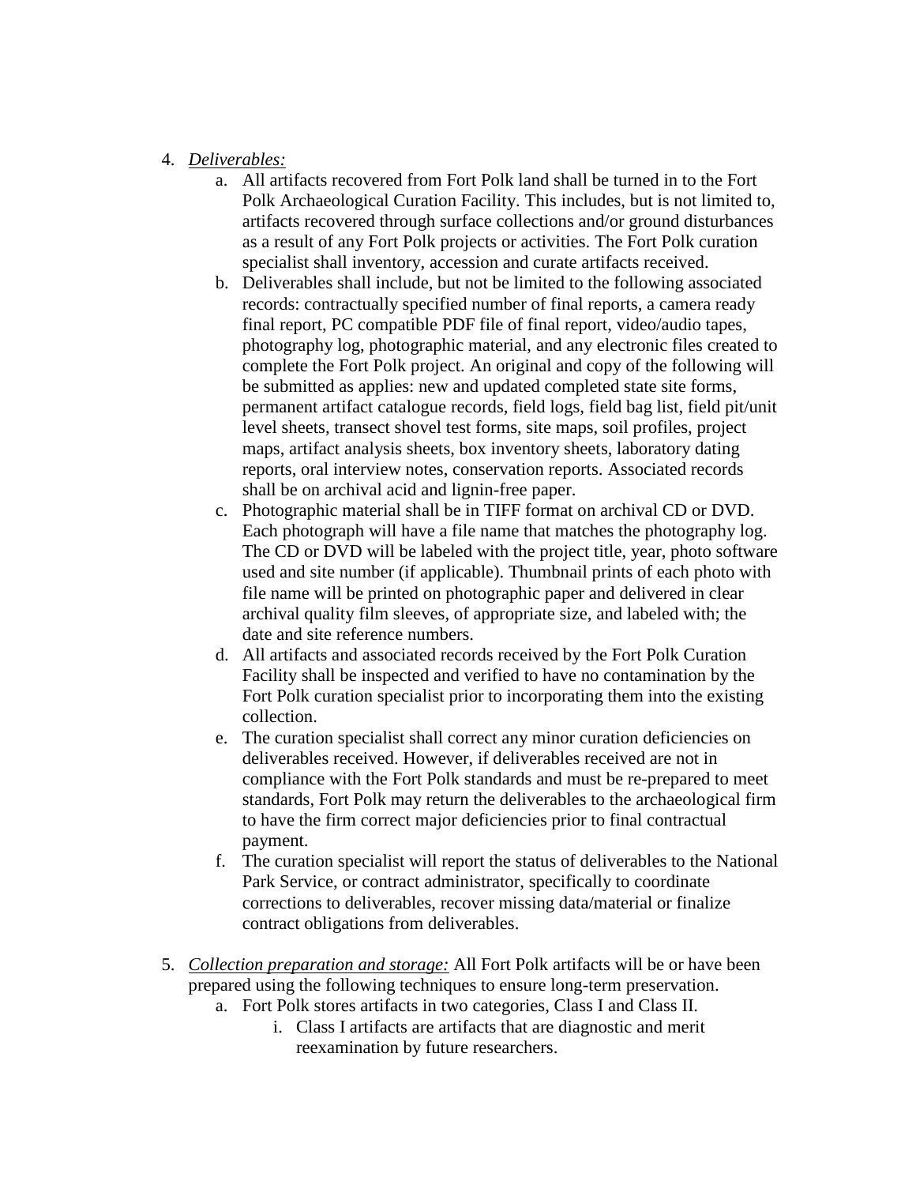4. *Deliverables:*
    a. All artifacts recovered from Fort Polk land shall be turned in to the Fort Polk Archaeological Curation Facility. This includes, but is not limited to, artifacts recovered through surface collections and/or ground disturbances as a result of any Fort Polk projects or activities. The Fort Polk curation specialist shall inventory, accession and curate artifacts received.
    b. Deliverables shall include, but not be limited to the following associated records: contractually specified number of final reports, a camera ready final report, PC compatible PDF file of final report, video/audio tapes, photography log, photographic material, and any electronic files created to complete the Fort Polk project. An original and copy of the following will be submitted as applies: new and updated completed state site forms, permanent artifact catalogue records, field logs, field bag list, field pit/unit level sheets, transect shovel test forms, site maps, soil profiles, project maps, artifact analysis sheets, box inventory sheets, laboratory dating reports, oral interview notes, conservation reports. Associated records shall be on archival acid and lignin-free paper.
    c. Photographic material shall be in TIFF format on archival CD or DVD. Each photograph will have a file name that matches the photography log. The CD or DVD will be labeled with the project title, year, photo software used and site number (if applicable). Thumbnail prints of each photo with file name will be printed on photographic paper and delivered in clear archival quality film sleeves, of appropriate size, and labeled with; the date and site reference numbers.
    d. All artifacts and associated records received by the Fort Polk Curation Facility shall be inspected and verified to have no contamination by the Fort Polk curation specialist prior to incorporating them into the existing collection.
    e. The curation specialist shall correct any minor curation deficiencies on deliverables received. However, if deliverables received are not in compliance with the Fort Polk standards and must be re-prepared to meet standards, Fort Polk may return the deliverables to the archaeological firm to have the firm correct major deficiencies prior to final contractual payment.
    f. The curation specialist will report the status of deliverables to the National Park Service, or contract administrator, specifically to coordinate corrections to deliverables, recover missing data/material or finalize contract obligations from deliverables.

5. *Collection preparation and storage:* All Fort Polk artifacts will be or have been prepared using the following techniques to ensure long-term preservation.
    a. Fort Polk stores artifacts in two categories, Class I and Class II.
        i. Class I artifacts are artifacts that are diagnostic and merit reexamination by future researchers.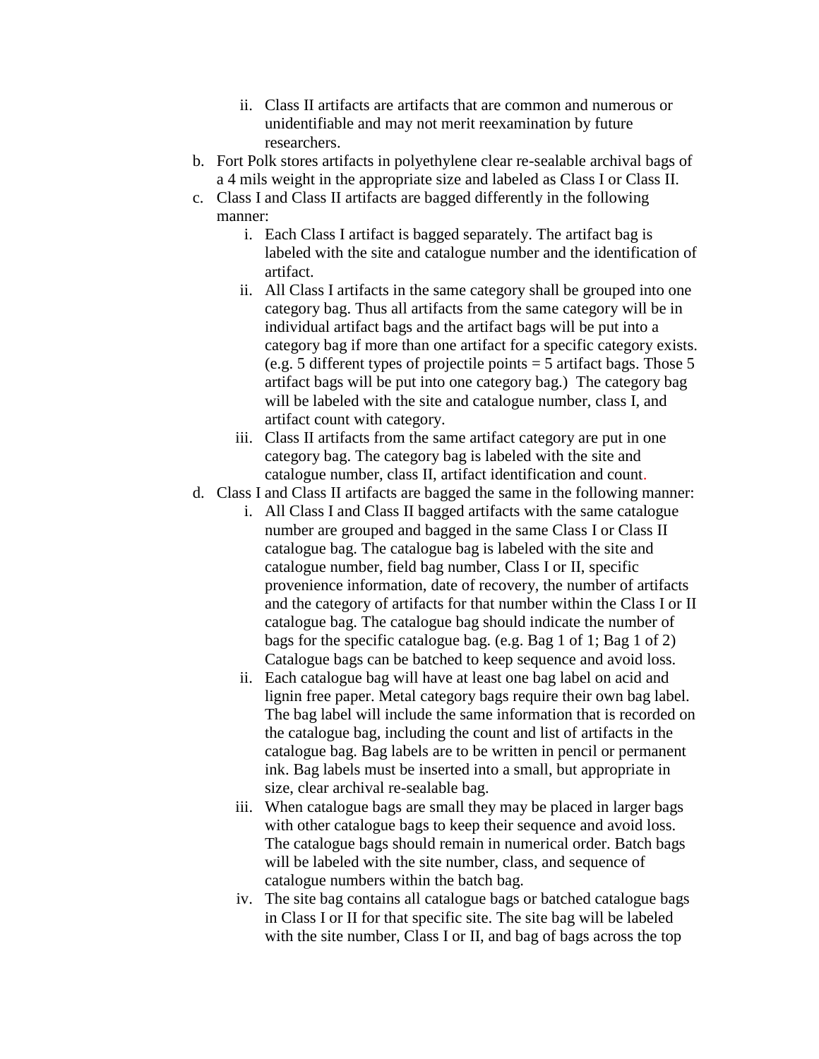ii. Class II artifacts are artifacts that are common and numerous or unidentifiable and may not merit reexamination by future researchers.

b. Fort Polk stores artifacts in polyethylene clear re-sealable archival bags of a 4 mils weight in the appropriate size and labeled as Class I or Class II.

c. Class I and Class II artifacts are bagged differently in the following manner:

   i. Each Class I artifact is bagged separately. The artifact bag is labeled with the site and catalogue number and the identification of artifact.

   ii. All Class I artifacts in the same category shall be grouped into one category bag. Thus all artifacts from the same category will be in individual artifact bags and the artifact bags will be put into a category bag if more than one artifact for a specific category exists. (e.g. 5 different types of projectile points = 5 artifact bags. Those 5 artifact bags will be put into one category bag.) The category bag will be labeled with the site and catalogue number, class I, and artifact count with category.

   iii. Class II artifacts from the same artifact category are put in one category bag. The category bag is labeled with the site and catalogue number, class II, artifact identification and count.

d. Class I and Class II artifacts are bagged the same in the following manner:

   i. All Class I and Class II bagged artifacts with the same catalogue number are grouped and bagged in the same Class I or Class II catalogue bag. The catalogue bag is labeled with the site and catalogue number, field bag number, Class I or II, specific provenience information, date of recovery, the number of artifacts and the category of artifacts for that number within the Class I or II catalogue bag. The catalogue bag should indicate the number of bags for the specific catalogue bag. (e.g. Bag 1 of 1; Bag 1 of 2) Catalogue bags can be batched to keep sequence and avoid loss.

   ii. Each catalogue bag will have at least one bag label on acid and lignin free paper. Metal category bags require their own bag label. The bag label will include the same information that is recorded on the catalogue bag, including the count and list of artifacts in the catalogue bag. Bag labels are to be written in pencil or permanent ink. Bag labels must be inserted into a small, but appropriate in size, clear archival re-sealable bag.

   iii. When catalogue bags are small they may be placed in larger bags with other catalogue bags to keep their sequence and avoid loss. The catalogue bags should remain in numerical order. Batch bags will be labeled with the site number, class, and sequence of catalogue numbers within the batch bag.

   iv. The site bag contains all catalogue bags or batched catalogue bags in Class I or II for that specific site. The site bag will be labeled with the site number, Class I or II, and bag of bags across the top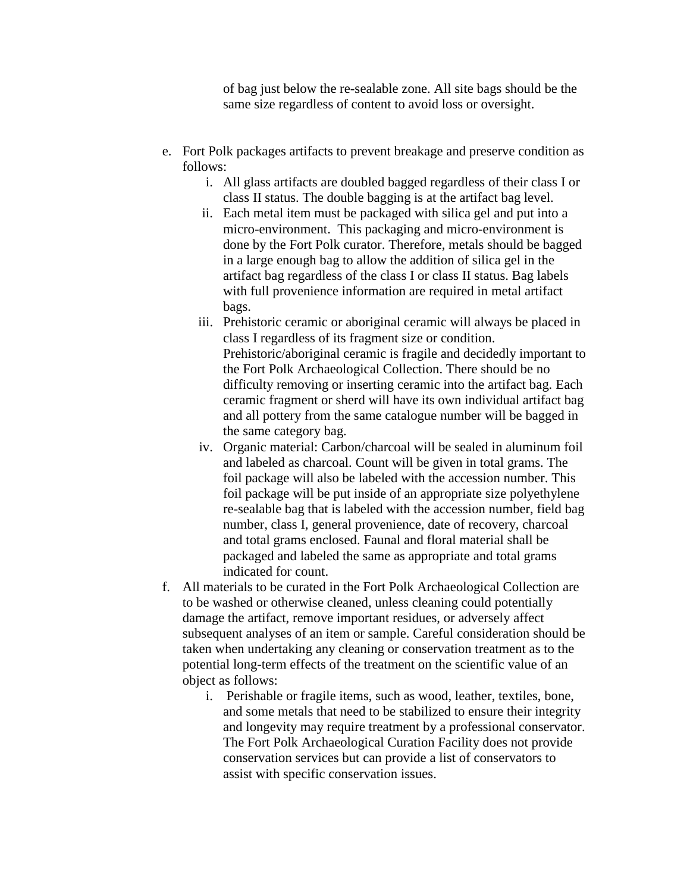of bag just below the re-sealable zone. All site bags should be the same size regardless of content to avoid loss or oversight.

e. Fort Polk packages artifacts to prevent breakage and preserve condition as follows:
   i. All glass artifacts are doubled bagged regardless of their class I or class II status. The double bagging is at the artifact bag level.
   ii. Each metal item must be packaged with silica gel and put into a micro-environment. This packaging and micro-environment is done by the Fort Polk curator. Therefore, metals should be bagged in a large enough bag to allow the addition of silica gel in the artifact bag regardless of the class I or class II status. Bag labels with full provenience information are required in metal artifact bags.
   iii. Prehistoric ceramic or aboriginal ceramic will always be placed in class I regardless of its fragment size or condition. Prehistoric/aboriginal ceramic is fragile and decidedly important to the Fort Polk Archaeological Collection. There should be no difficulty removing or inserting ceramic into the artifact bag. Each ceramic fragment or sherd will have its own individual artifact bag and all pottery from the same catalogue number will be bagged in the same category bag.
   iv. Organic material: Carbon/charcoal will be sealed in aluminum foil and labeled as charcoal. Count will be given in total grams. The foil package will also be labeled with the accession number. This foil package will be put inside of an appropriate size polyethylene re-sealable bag that is labeled with the accession number, field bag number, class I, general provenience, date of recovery, charcoal and total grams enclosed. Faunal and floral material shall be packaged and labeled the same as appropriate and total grams indicated for count.

f. All materials to be curated in the Fort Polk Archaeological Collection are to be washed or otherwise cleaned, unless cleaning could potentially damage the artifact, remove important residues, or adversely affect subsequent analyses of an item or sample. Careful consideration should be taken when undertaking any cleaning or conservation treatment as to the potential long-term effects of the treatment on the scientific value of an object as follows:
   i. Perishable or fragile items, such as wood, leather, textiles, bone, and some metals that need to be stabilized to ensure their integrity and longevity may require treatment by a professional conservator. The Fort Polk Archaeological Curation Facility does not provide conservation services but can provide a list of conservators to assist with specific conservation issues.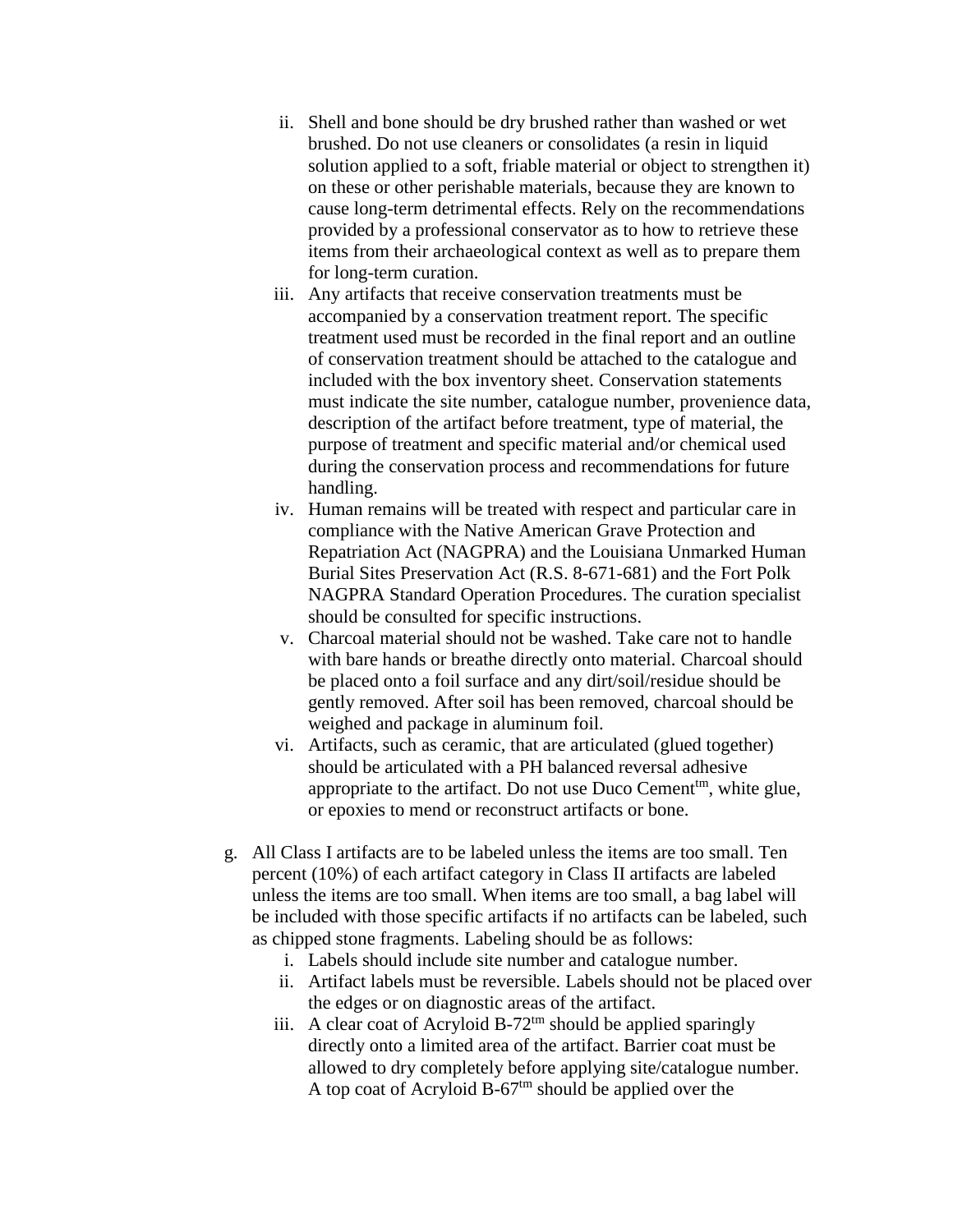ii. Shell and bone should be dry brushed rather than washed or wet brushed. Do not use cleaners or consolidates (a resin in liquid solution applied to a soft, friable material or object to strengthen it) on these or other perishable materials, because they are known to cause long-term detrimental effects. Rely on the recommendations provided by a professional conservator as to how to retrieve these items from their archaeological context as well as to prepare them for long-term curation.

iii. Any artifacts that receive conservation treatments must be accompanied by a conservation treatment report. The specific treatment used must be recorded in the final report and an outline of conservation treatment should be attached to the catalogue and included with the box inventory sheet. Conservation statements must indicate the site number, catalogue number, provenience data, description of the artifact before treatment, type of material, the purpose of treatment and specific material and/or chemical used during the conservation process and recommendations for future handling.

iv. Human remains will be treated with respect and particular care in compliance with the Native American Grave Protection and Repatriation Act (NAGPRA) and the Louisiana Unmarked Human Burial Sites Preservation Act (R.S. 8-671-681) and the Fort Polk NAGPRA Standard Operation Procedures. The curation specialist should be consulted for specific instructions.

v. Charcoal material should not be washed. Take care not to handle with bare hands or breathe directly onto material. Charcoal should be placed onto a foil surface and any dirt/soil/residue should be gently removed. After soil has been removed, charcoal should be weighed and package in aluminum foil.

vi. Artifacts, such as ceramic, that are articulated (glued together) should be articulated with a PH balanced reversal adhesive appropriate to the artifact. Do not use Duco Cement™, white glue, or epoxies to mend or reconstruct artifacts or bone.

g. All Class I artifacts are to be labeled unless the items are too small. Ten percent (10%) of each artifact category in Class II artifacts are labeled unless the items are too small. When items are too small, a bag label will be included with those specific artifacts if no artifacts can be labeled, such as chipped stone fragments. Labeling should be as follows:

   i. Labels should include site number and catalogue number.
   ii. Artifact labels must be reversible. Labels should not be placed over the edges or on diagnostic areas of the artifact.
   iii. A clear coat of Acryloid B-72™ should be applied sparingly directly onto a limited area of the artifact. Barrier coat must be allowed to dry completely before applying site/catalogue number. A top coat of Acryloid B-67™ should be applied over the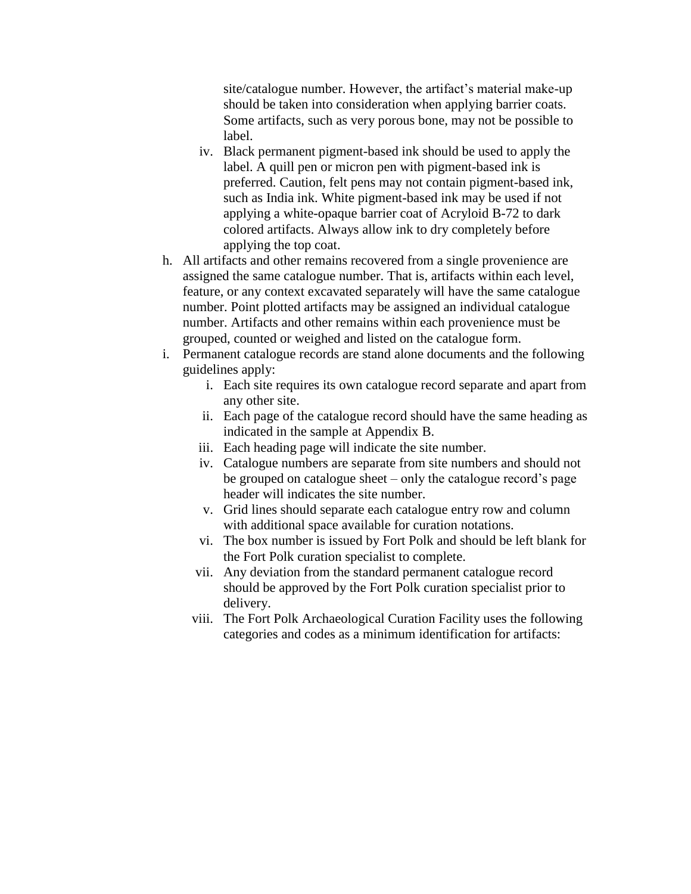site/catalogue number. However, the artifact's material make-up should be taken into consideration when applying barrier coats. Some artifacts, such as very porous bone, may not be possible to label.

iv. Black permanent pigment-based ink should be used to apply the label. A quill pen or micron pen with pigment-based ink is preferred. Caution, felt pens may not contain pigment-based ink, such as India ink. White pigment-based ink may be used if not applying a white-opaque barrier coat of Acryloid B-72 to dark colored artifacts. Always allow ink to dry completely before applying the top coat.

h. All artifacts and other remains recovered from a single provenience are assigned the same catalogue number. That is, artifacts within each level, feature, or any context excavated separately will have the same catalogue number. Point plotted artifacts may be assigned an individual catalogue number. Artifacts and other remains within each provenience must be grouped, counted or weighed and listed on the catalogue form.

i. Permanent catalogue records are stand alone documents and the following guidelines apply:

   i. Each site requires its own catalogue record separate and apart from any other site.
   ii. Each page of the catalogue record should have the same heading as indicated in the sample at Appendix B.
   iii. Each heading page will indicate the site number.
   iv. Catalogue numbers are separate from site numbers and should not be grouped on catalogue sheet – only the catalogue record's page header will indicates the site number.
   v. Grid lines should separate each catalogue entry row and column with additional space available for curation notations.
   vi. The box number is issued by Fort Polk and should be left blank for the Fort Polk curation specialist to complete.
   vii. Any deviation from the standard permanent catalogue record should be approved by the Fort Polk curation specialist prior to delivery.
   viii. The Fort Polk Archaeological Curation Facility uses the following categories and codes as a minimum identification for artifacts: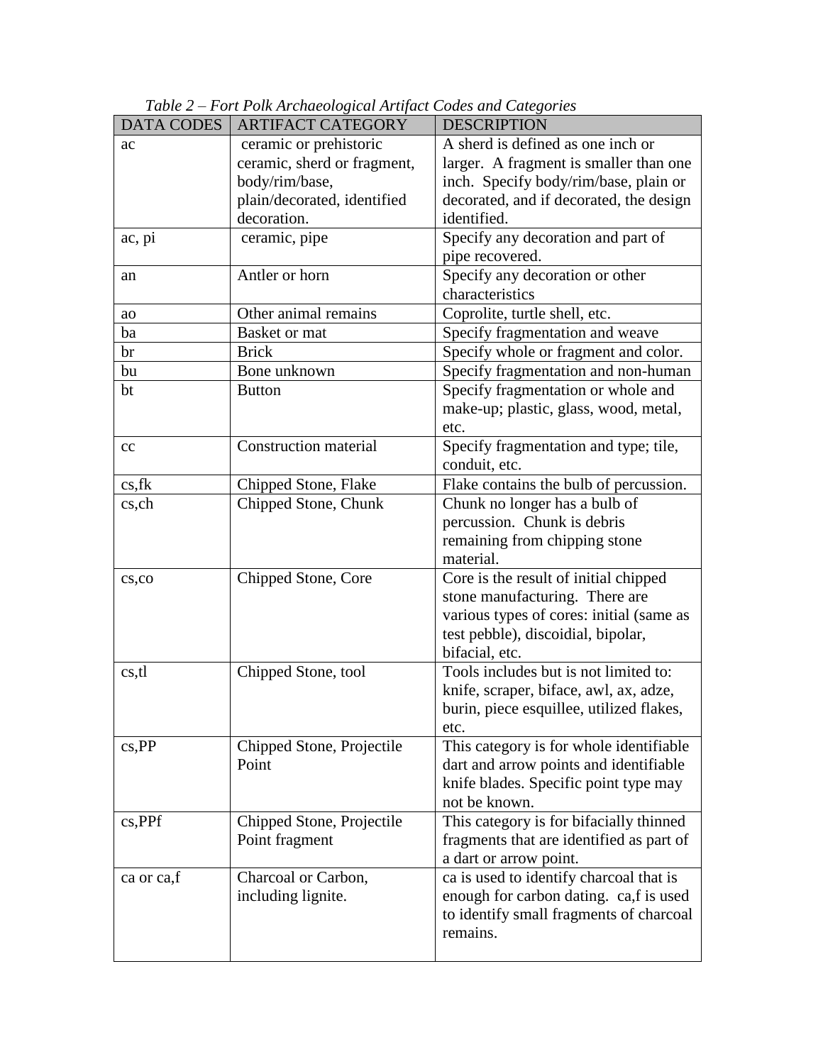*Table 2 – Fort Polk Archaeological Artifact Codes and Categories*

| DATA CODES | ARTIFACT CATEGORY | DESCRIPTION |
|---|---|---|
| ac | ceramic or prehistoric ceramic, sherd or fragment, body/rim/base, plain/decorated, identified decoration. | A sherd is defined as one inch or larger. A fragment is smaller than one inch. Specify body/rim/base, plain or decorated, and if decorated, the design identified. |
| ac, pi | ceramic, pipe | Specify any decoration and part of pipe recovered. |
| an | Antler or horn | Specify any decoration or other characteristics |
| ao | Other animal remains | Coprolite, turtle shell, etc. |
| ba | Basket or mat | Specify fragmentation and weave |
| br | Brick | Specify whole or fragment and color. |
| bu | Bone unknown | Specify fragmentation and non-human |
| bt | Button | Specify fragmentation or whole and make-up; plastic, glass, wood, metal, etc. |
| cc | Construction material | Specify fragmentation and type; tile, conduit, etc. |
| cs,fk | Chipped Stone, Flake | Flake contains the bulb of percussion. |
| cs,ch | Chipped Stone, Chunk | Chunk no longer has a bulb of percussion. Chunk is debris remaining from chipping stone material. |
| cs,co | Chipped Stone, Core | Core is the result of initial chipped stone manufacturing. There are various types of cores: initial (same as test pebble), discoidial, bipolar, bifacial, etc. |
| cs,tl | Chipped Stone, tool | Tools includes but is not limited to: knife, scraper, biface, awl, ax, adze, burin, piece esquillee, utilized flakes, etc. |
| cs,PP | Chipped Stone, Projectile Point | This category is for whole identifiable dart and arrow points and identifiable knife blades. Specific point type may not be known. |
| cs,PPf | Chipped Stone, Projectile Point fragment | This category is for bifacially thinned fragments that are identified as part of a dart or arrow point. |
| ca or ca,f | Charcoal or Carbon, including lignite. | ca is used to identify charcoal that is enough for carbon dating. ca,f is used to identify small fragments of charcoal remains. |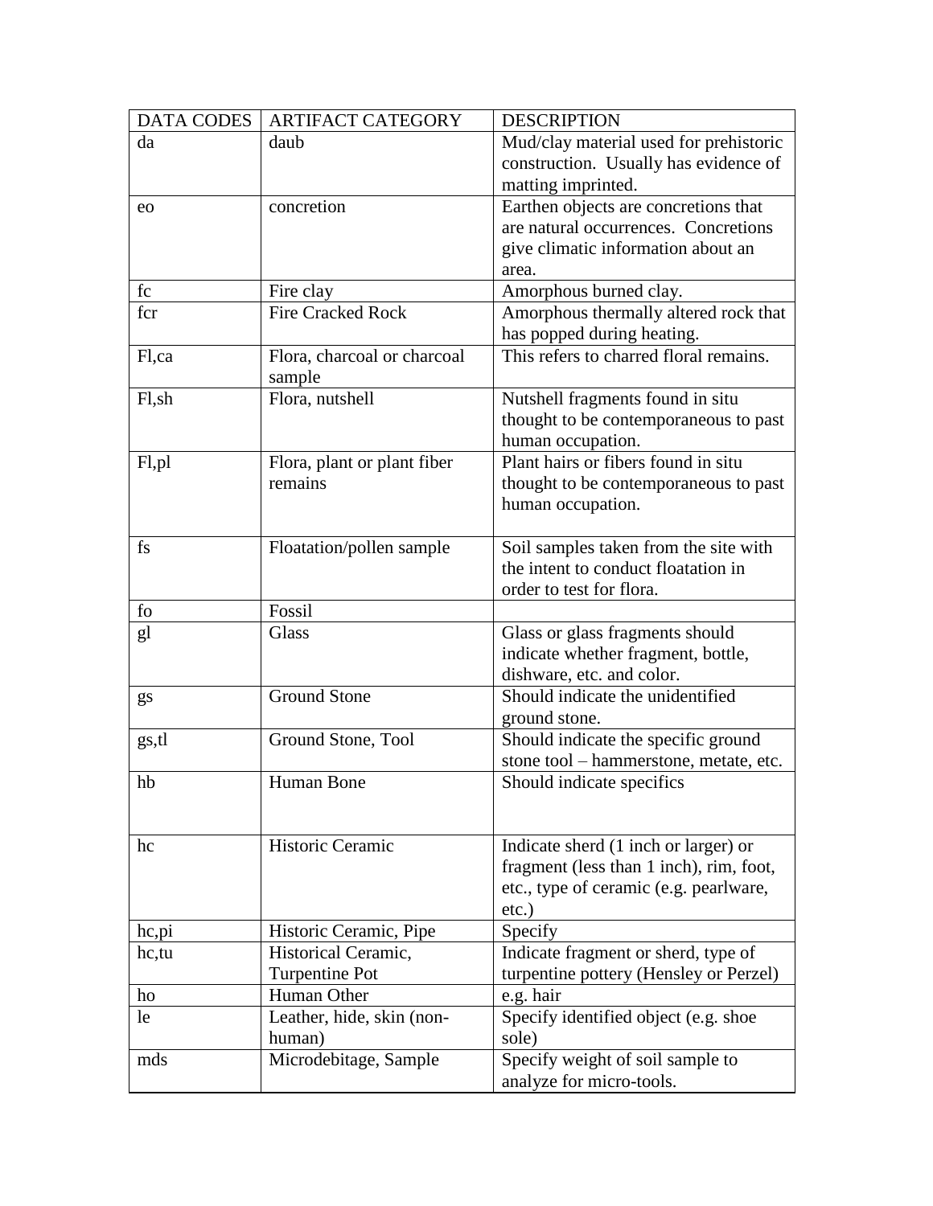| DATA CODES | ARTIFACT CATEGORY | DESCRIPTION |
|---|---|---|
| da | daub | Mud/clay material used for prehistoric construction. Usually has evidence of matting imprinted. |
| eo | concretion | Earthen objects are concretions that are natural occurrences. Concretions give climatic information about an area. |
| fc | Fire clay | Amorphous burned clay. |
| fcr | Fire Cracked Rock | Amorphous thermally altered rock that has popped during heating. |
| Fl,ca | Flora, charcoal or charcoal sample | This refers to charred floral remains. |
| Fl,sh | Flora, nutshell | Nutshell fragments found in situ thought to be contemporaneous to past human occupation. |
| Fl,pl | Flora, plant or plant fiber remains | Plant hairs or fibers found in situ thought to be contemporaneous to past human occupation. |
| fs | Floatation/pollen sample | Soil samples taken from the site with the intent to conduct floatation in order to test for flora. |
| fo | Fossil | |
| gl | Glass | Glass or glass fragments should indicate whether fragment, bottle, dishware, etc. and color. |
| gs | Ground Stone | Should indicate the unidentified ground stone. |
| gs,tl | Ground Stone, Tool | Should indicate the specific ground stone tool – hammerstone, metate, etc. |
| hb | Human Bone | Should indicate specifics |
| hc | Historic Ceramic | Indicate sherd (1 inch or larger) or fragment (less than 1 inch), rim, foot, etc., type of ceramic (e.g. pearlware, etc.) |
| hc,pi | Historic Ceramic, Pipe | Specify |
| hc,tu | Historical Ceramic, Turpentine Pot | Indicate fragment or sherd, type of turpentine pottery (Hensley or Perzel) |
| ho | Human Other | e.g. hair |
| le | Leather, hide, skin (non-human) | Specify identified object (e.g. shoe sole) |
| mds | Microdebitage, Sample | Specify weight of soil sample to analyze for micro-tools. |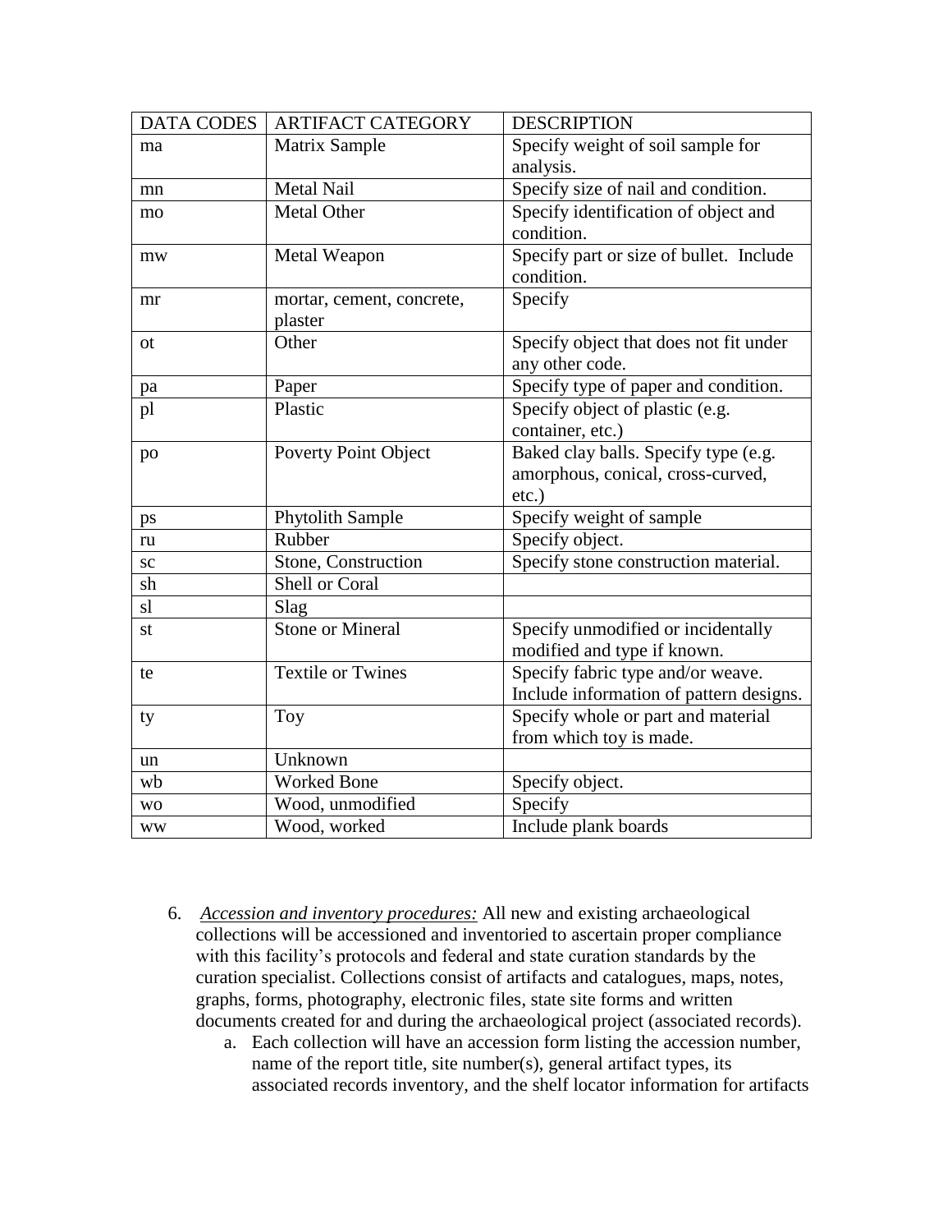| DATA CODES | ARTIFACT CATEGORY | DESCRIPTION |
|---|---|---|
| ma | Matrix Sample | Specify weight of soil sample for analysis. |
| mn | Metal Nail | Specify size of nail and condition. |
| mo | Metal Other | Specify identification of object and condition. |
| mw | Metal Weapon | Specify part or size of bullet. Include condition. |
| mr | mortar, cement, concrete, plaster | Specify |
| ot | Other | Specify object that does not fit under any other code. |
| pa | Paper | Specify type of paper and condition. |
| pl | Plastic | Specify object of plastic (e.g. container, etc.) |
| po | Poverty Point Object | Baked clay balls. Specify type (e.g. amorphous, conical, cross-curved, etc.) |
| ps | Phytolith Sample | Specify weight of sample |
| ru | Rubber | Specify object. |
| sc | Stone, Construction | Specify stone construction material. |
| sh | Shell or Coral | |
| sl | Slag | |
| st | Stone or Mineral | Specify unmodified or incidentally modified and type if known. |
| te | Textile or Twines | Specify fabric type and/or weave. Include information of pattern designs. |
| ty | Toy | Specify whole or part and material from which toy is made. |
| un | Unknown | |
| wb | Worked Bone | Specify object. |
| wo | Wood, unmodified | Specify |
| ww | Wood, worked | Include plank boards |

6. *Accession and inventory procedures:* All new and existing archaeological collections will be accessioned and inventoried to ascertain proper compliance with this facility's protocols and federal and state curation standards by the curation specialist. Collections consist of artifacts and catalogues, maps, notes, graphs, forms, photography, electronic files, state site forms and written documents created for and during the archaeological project (associated records).
   a. Each collection will have an accession form listing the accession number, name of the report title, site number(s), general artifact types, its associated records inventory, and the shelf locator information for artifacts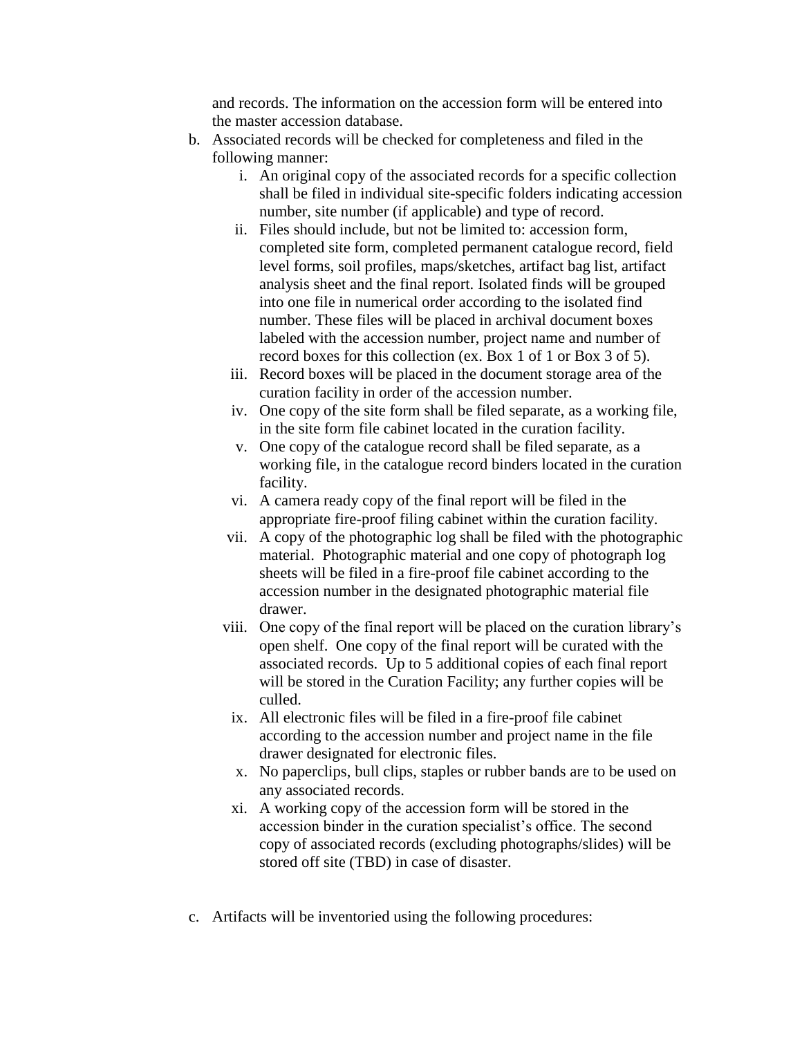and records. The information on the accession form will be entered into the master accession database.

b. Associated records will be checked for completeness and filed in the following manner:
    i. An original copy of the associated records for a specific collection shall be filed in individual site-specific folders indicating accession number, site number (if applicable) and type of record.
    ii. Files should include, but not be limited to: accession form, completed site form, completed permanent catalogue record, field level forms, soil profiles, maps/sketches, artifact bag list, artifact analysis sheet and the final report. Isolated finds will be grouped into one file in numerical order according to the isolated find number. These files will be placed in archival document boxes labeled with the accession number, project name and number of record boxes for this collection (ex. Box 1 of 1 or Box 3 of 5).
    iii. Record boxes will be placed in the document storage area of the curation facility in order of the accession number.
    iv. One copy of the site form shall be filed separate, as a working file, in the site form file cabinet located in the curation facility.
    v. One copy of the catalogue record shall be filed separate, as a working file, in the catalogue record binders located in the curation facility.
    vi. A camera ready copy of the final report will be filed in the appropriate fire-proof filing cabinet within the curation facility.
    vii. A copy of the photographic log shall be filed with the photographic material. Photographic material and one copy of photograph log sheets will be filed in a fire-proof file cabinet according to the accession number in the designated photographic material file drawer.
    viii. One copy of the final report will be placed on the curation library's open shelf. One copy of the final report will be curated with the associated records. Up to 5 additional copies of each final report will be stored in the Curation Facility; any further copies will be culled.
    ix. All electronic files will be filed in a fire-proof file cabinet according to the accession number and project name in the file drawer designated for electronic files.
    x. No paperclips, bull clips, staples or rubber bands are to be used on any associated records.
    xi. A working copy of the accession form will be stored in the accession binder in the curation specialist's office. The second copy of associated records (excluding photographs/slides) will be stored off site (TBD) in case of disaster.

c. Artifacts will be inventoried using the following procedures: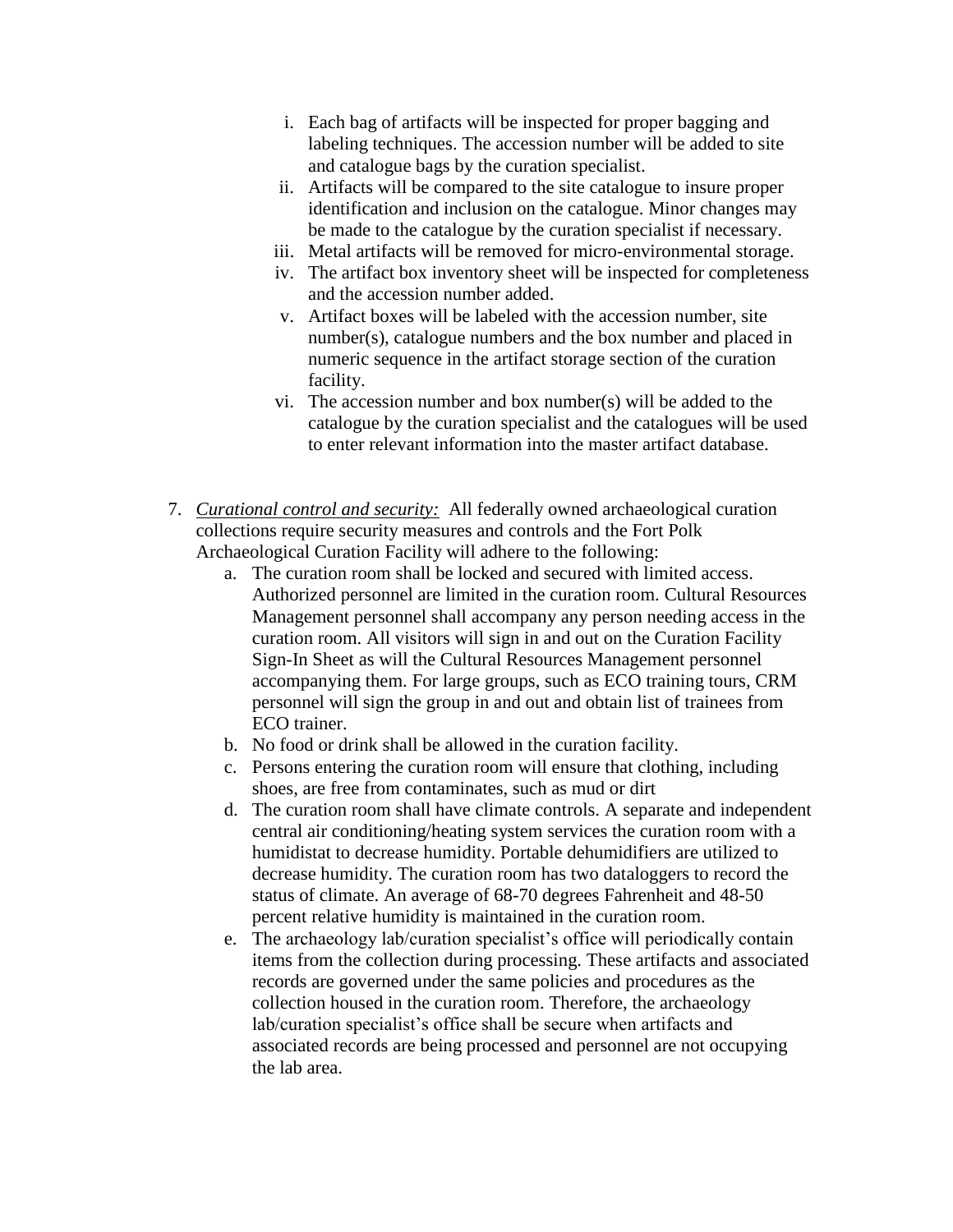i. Each bag of artifacts will be inspected for proper bagging and labeling techniques. The accession number will be added to site and catalogue bags by the curation specialist.
ii. Artifacts will be compared to the site catalogue to insure proper identification and inclusion on the catalogue. Minor changes may be made to the catalogue by the curation specialist if necessary.
iii. Metal artifacts will be removed for micro-environmental storage.
iv. The artifact box inventory sheet will be inspected for completeness and the accession number added.
v. Artifact boxes will be labeled with the accession number, site number(s), catalogue numbers and the box number and placed in numeric sequence in the artifact storage section of the curation facility.
vi. The accession number and box number(s) will be added to the catalogue by the curation specialist and the catalogues will be used to enter relevant information into the master artifact database.

7. *Curational control and security:* All federally owned archaeological curation collections require security measures and controls and the Fort Polk Archaeological Curation Facility will adhere to the following:
   a. The curation room shall be locked and secured with limited access. Authorized personnel are limited in the curation room. Cultural Resources Management personnel shall accompany any person needing access in the curation room. All visitors will sign in and out on the Curation Facility Sign-In Sheet as will the Cultural Resources Management personnel accompanying them. For large groups, such as ECO training tours, CRM personnel will sign the group in and out and obtain list of trainees from ECO trainer.
   b. No food or drink shall be allowed in the curation facility.
   c. Persons entering the curation room will ensure that clothing, including shoes, are free from contaminates, such as mud or dirt
   d. The curation room shall have climate controls. A separate and independent central air conditioning/heating system services the curation room with a humidistat to decrease humidity. Portable dehumidifiers are utilized to decrease humidity. The curation room has two dataloggers to record the status of climate. An average of 68-70 degrees Fahrenheit and 48-50 percent relative humidity is maintained in the curation room.
   e. The archaeology lab/curation specialist's office will periodically contain items from the collection during processing. These artifacts and associated records are governed under the same policies and procedures as the collection housed in the curation room. Therefore, the archaeology lab/curation specialist's office shall be secure when artifacts and associated records are being processed and personnel are not occupying the lab area.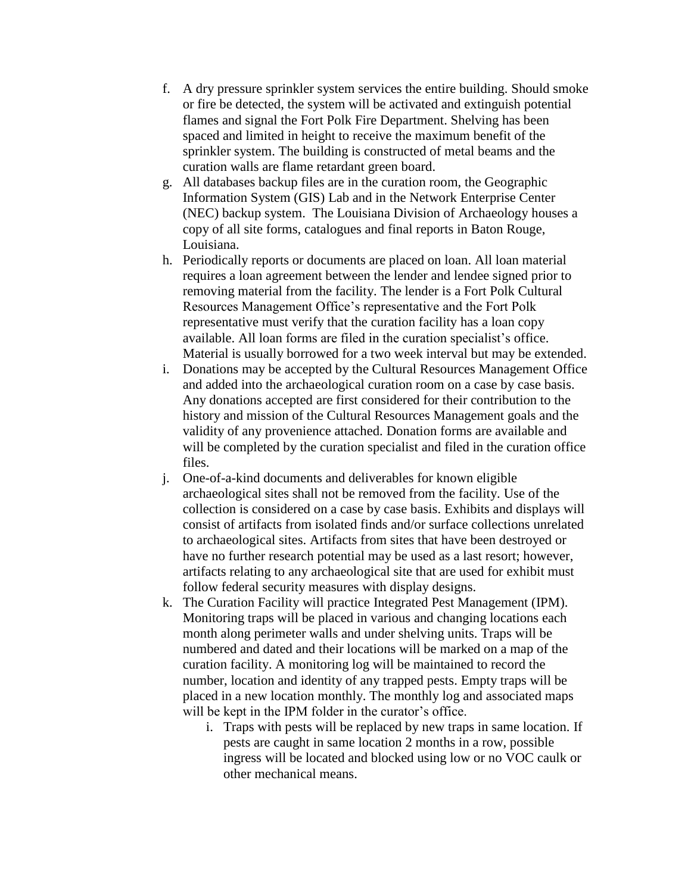f. A dry pressure sprinkler system services the entire building. Should smoke or fire be detected, the system will be activated and extinguish potential flames and signal the Fort Polk Fire Department. Shelving has been spaced and limited in height to receive the maximum benefit of the sprinkler system. The building is constructed of metal beams and the curation walls are flame retardant green board.
g. All databases backup files are in the curation room, the Geographic Information System (GIS) Lab and in the Network Enterprise Center (NEC) backup system. The Louisiana Division of Archaeology houses a copy of all site forms, catalogues and final reports in Baton Rouge, Louisiana.
h. Periodically reports or documents are placed on loan. All loan material requires a loan agreement between the lender and lendee signed prior to removing material from the facility. The lender is a Fort Polk Cultural Resources Management Office's representative and the Fort Polk representative must verify that the curation facility has a loan copy available. All loan forms are filed in the curation specialist's office. Material is usually borrowed for a two week interval but may be extended.
i. Donations may be accepted by the Cultural Resources Management Office and added into the archaeological curation room on a case by case basis. Any donations accepted are first considered for their contribution to the history and mission of the Cultural Resources Management goals and the validity of any provenience attached. Donation forms are available and will be completed by the curation specialist and filed in the curation office files.
j. One-of-a-kind documents and deliverables for known eligible archaeological sites shall not be removed from the facility. Use of the collection is considered on a case by case basis. Exhibits and displays will consist of artifacts from isolated finds and/or surface collections unrelated to archaeological sites. Artifacts from sites that have been destroyed or have no further research potential may be used as a last resort; however, artifacts relating to any archaeological site that are used for exhibit must follow federal security measures with display designs.
k. The Curation Facility will practice Integrated Pest Management (IPM). Monitoring traps will be placed in various and changing locations each month along perimeter walls and under shelving units. Traps will be numbered and dated and their locations will be marked on a map of the curation facility. A monitoring log will be maintained to record the number, location and identity of any trapped pests. Empty traps will be placed in a new location monthly. The monthly log and associated maps will be kept in the IPM folder in the curator's office.
    i. Traps with pests will be replaced by new traps in same location. If pests are caught in same location 2 months in a row, possible ingress will be located and blocked using low or no VOC caulk or other mechanical means.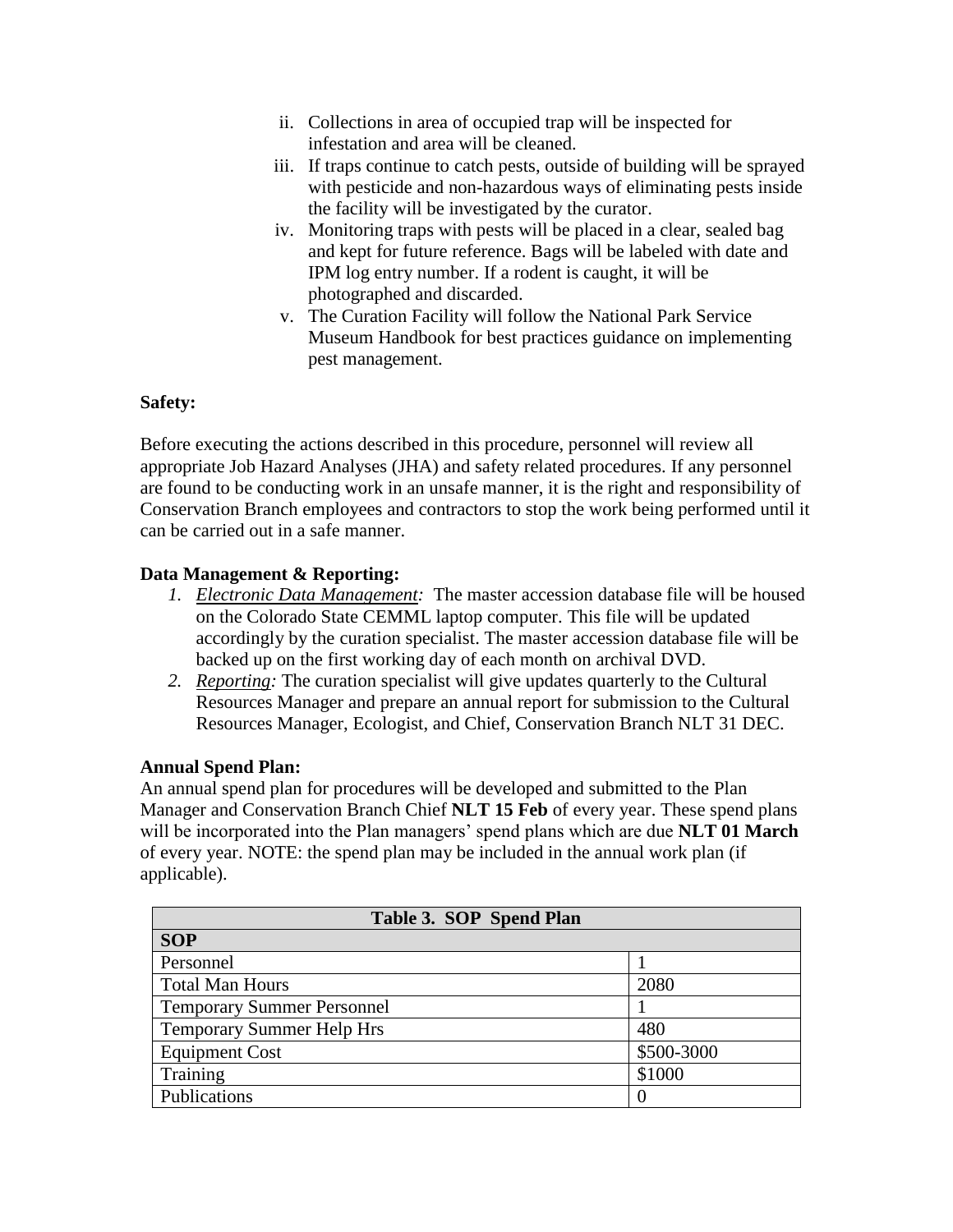ii. Collections in area of occupied trap will be inspected for infestation and area will be cleaned.
iii. If traps continue to catch pests, outside of building will be sprayed with pesticide and non-hazardous ways of eliminating pests inside the facility will be investigated by the curator.
iv. Monitoring traps with pests will be placed in a clear, sealed bag and kept for future reference. Bags will be labeled with date and IPM log entry number. If a rodent is caught, it will be photographed and discarded.
v. The Curation Facility will follow the National Park Service Museum Handbook for best practices guidance on implementing pest management.

**Safety:**

Before executing the actions described in this procedure, personnel will review all appropriate Job Hazard Analyses (JHA) and safety related procedures. If any personnel are found to be conducting work in an unsafe manner, it is the right and responsibility of Conservation Branch employees and contractors to stop the work being performed until it can be carried out in a safe manner.

**Data Management & Reporting:**

1. *Electronic Data Management:* The master accession database file will be housed on the Colorado State CEMML laptop computer. This file will be updated accordingly by the curation specialist. The master accession database file will be backed up on the first working day of each month on archival DVD.
2. *Reporting:* The curation specialist will give updates quarterly to the Cultural Resources Manager and prepare an annual report for submission to the Cultural Resources Manager, Ecologist, and Chief, Conservation Branch NLT 31 DEC.

**Annual Spend Plan:**

An annual spend plan for procedures will be developed and submitted to the Plan Manager and Conservation Branch Chief **NLT 15 Feb** of every year. These spend plans will be incorporated into the Plan managers' spend plans which are due **NLT 01 March** of every year. NOTE: the spend plan may be included in the annual work plan (if applicable).

| **Table 3. SOP Spend Plan** | |
|---|---|
| **SOP** | |
| Personnel | 1 |
| Total Man Hours | 2080 |
| Temporary Summer Personnel | 1 |
| Temporary Summer Help Hrs | 480 |
| Equipment Cost | $500-3000 |
| Training | $1000 |
| Publications | 0 |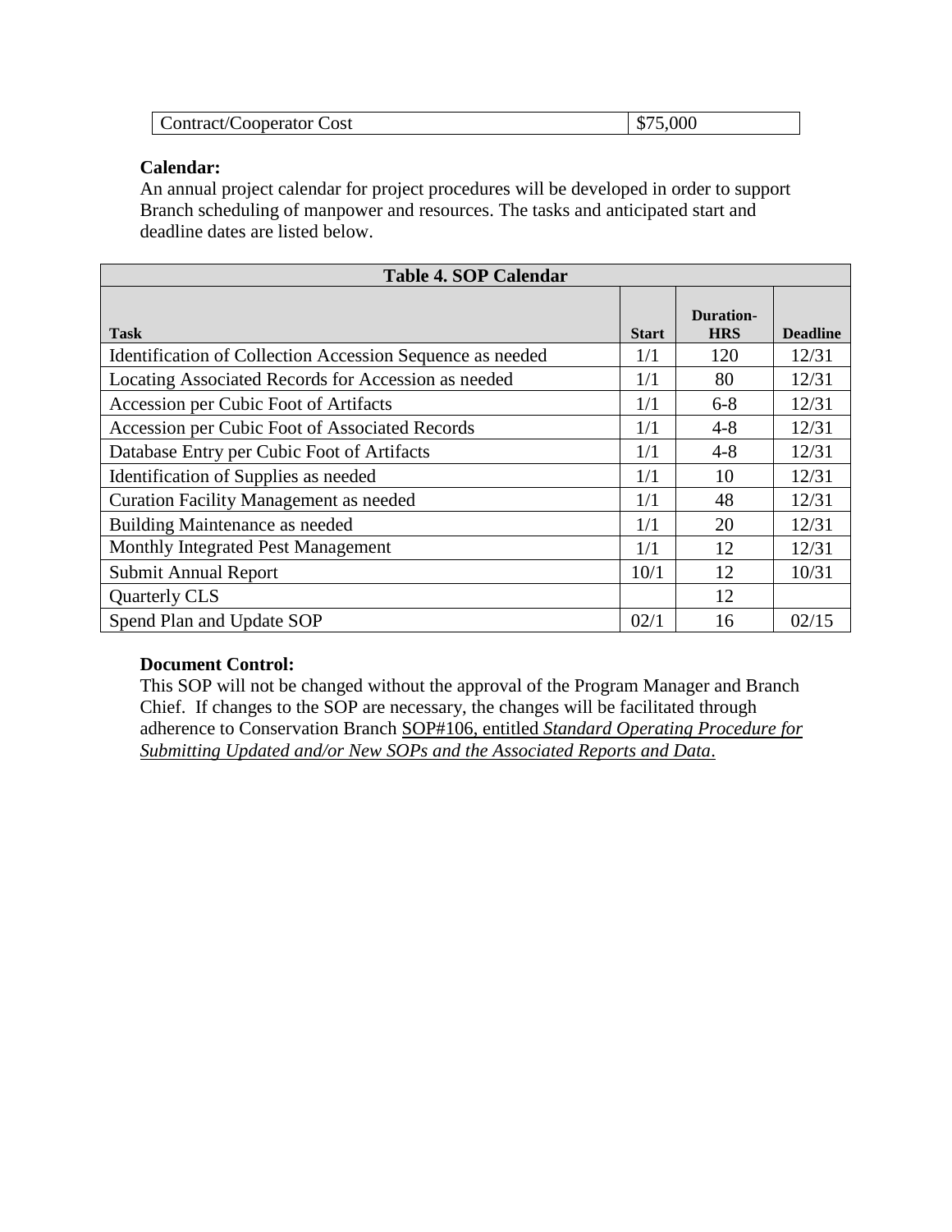| | |
|---|---|
| Contract/Cooperator Cost | $75,000 |

**Calendar:**
An annual project calendar for project procedures will be developed in order to support Branch scheduling of manpower and resources. The tasks and anticipated start and deadline dates are listed below.

| Table 4. SOP Calendar | | | |
|---|---|---|---|
| **Task** | **Start** | **Duration-HRS** | **Deadline** |
| Identification of Collection Accession Sequence as needed | 1/1 | 120 | 12/31 |
| Locating Associated Records for Accession as needed | 1/1 | 80 | 12/31 |
| Accession per Cubic Foot of Artifacts | 1/1 | 6-8 | 12/31 |
| Accession per Cubic Foot of Associated Records | 1/1 | 4-8 | 12/31 |
| Database Entry per Cubic Foot of Artifacts | 1/1 | 4-8 | 12/31 |
| Identification of Supplies as needed | 1/1 | 10 | 12/31 |
| Curation Facility Management as needed | 1/1 | 48 | 12/31 |
| Building Maintenance as needed | 1/1 | 20 | 12/31 |
| Monthly Integrated Pest Management | 1/1 | 12 | 12/31 |
| Submit Annual Report | 10/1 | 12 | 10/31 |
| Quarterly CLS | | 12 | |
| Spend Plan and Update SOP | 02/1 | 16 | 02/15 |

**Document Control:**
This SOP will not be changed without the approval of the Program Manager and Branch Chief. If changes to the SOP are necessary, the changes will be facilitated through adherence to Conservation Branch SOP#106, entitled *Standard Operating Procedure for Submitting Updated and/or New SOPs and the Associated Reports and Data*.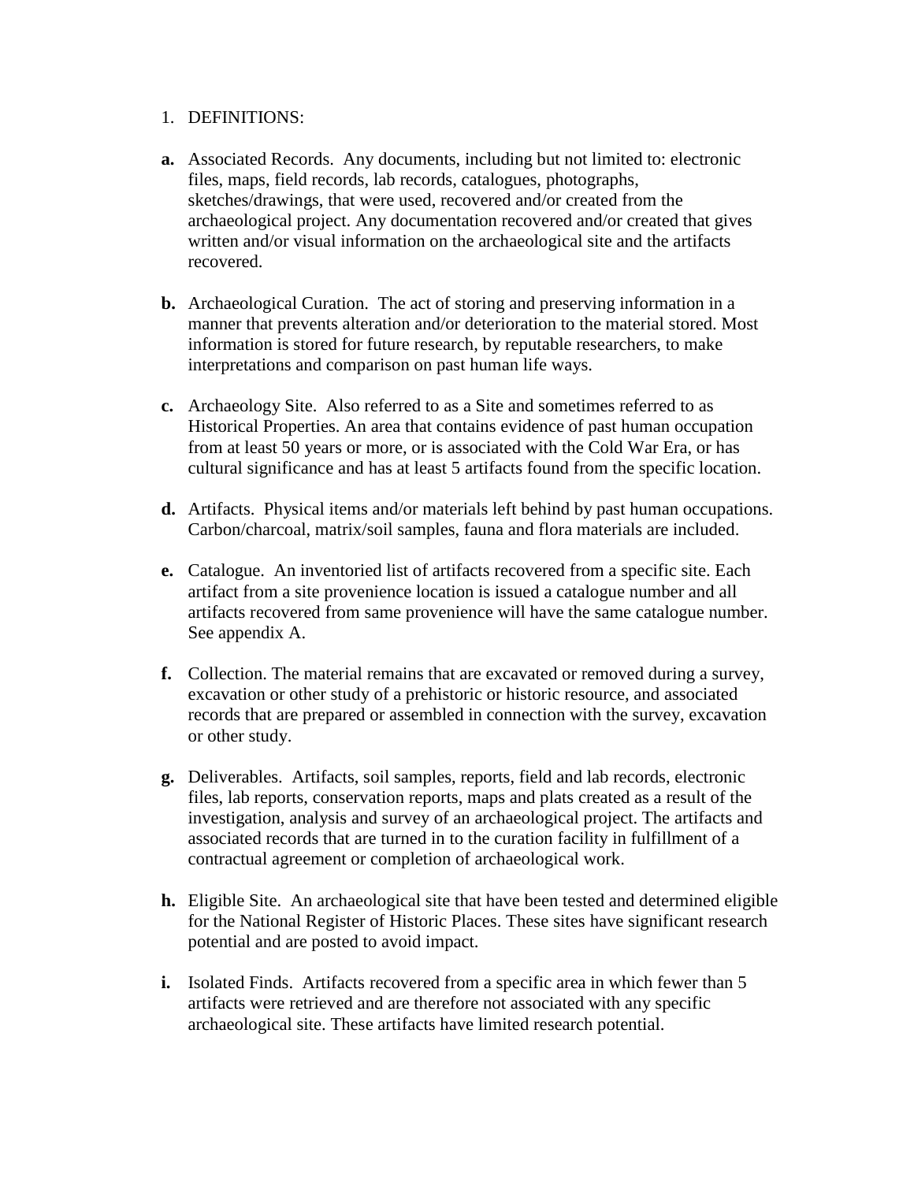1. DEFINITIONS:

**a.** Associated Records. Any documents, including but not limited to: electronic files, maps, field records, lab records, catalogues, photographs, sketches/drawings, that were used, recovered and/or created from the archaeological project. Any documentation recovered and/or created that gives written and/or visual information on the archaeological site and the artifacts recovered.

**b.** Archaeological Curation. The act of storing and preserving information in a manner that prevents alteration and/or deterioration to the material stored. Most information is stored for future research, by reputable researchers, to make interpretations and comparison on past human life ways.

**c.** Archaeology Site. Also referred to as a Site and sometimes referred to as Historical Properties. An area that contains evidence of past human occupation from at least 50 years or more, or is associated with the Cold War Era, or has cultural significance and has at least 5 artifacts found from the specific location.

**d.** Artifacts. Physical items and/or materials left behind by past human occupations. Carbon/charcoal, matrix/soil samples, fauna and flora materials are included.

**e.** Catalogue. An inventoried list of artifacts recovered from a specific site. Each artifact from a site provenience location is issued a catalogue number and all artifacts recovered from same provenience will have the same catalogue number. See appendix A.

**f.** Collection. The material remains that are excavated or removed during a survey, excavation or other study of a prehistoric or historic resource, and associated records that are prepared or assembled in connection with the survey, excavation or other study.

**g.** Deliverables. Artifacts, soil samples, reports, field and lab records, electronic files, lab reports, conservation reports, maps and plats created as a result of the investigation, analysis and survey of an archaeological project. The artifacts and associated records that are turned in to the curation facility in fulfillment of a contractual agreement or completion of archaeological work.

**h.** Eligible Site. An archaeological site that have been tested and determined eligible for the National Register of Historic Places. These sites have significant research potential and are posted to avoid impact.

**i.** Isolated Finds. Artifacts recovered from a specific area in which fewer than 5 artifacts were retrieved and are therefore not associated with any specific archaeological site. These artifacts have limited research potential.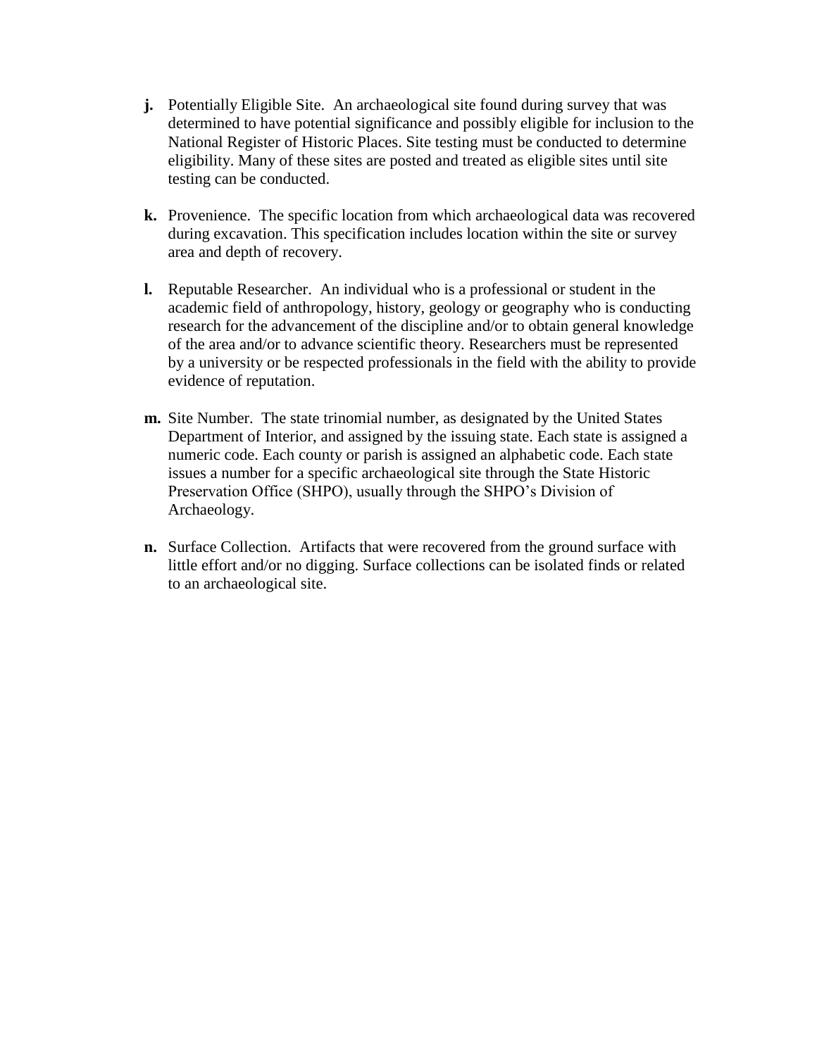**j.** Potentially Eligible Site. An archaeological site found during survey that was determined to have potential significance and possibly eligible for inclusion to the National Register of Historic Places. Site testing must be conducted to determine eligibility. Many of these sites are posted and treated as eligible sites until site testing can be conducted.

**k.** Provenience. The specific location from which archaeological data was recovered during excavation. This specification includes location within the site or survey area and depth of recovery.

**l.** Reputable Researcher. An individual who is a professional or student in the academic field of anthropology, history, geology or geography who is conducting research for the advancement of the discipline and/or to obtain general knowledge of the area and/or to advance scientific theory. Researchers must be represented by a university or be respected professionals in the field with the ability to provide evidence of reputation.

**m.** Site Number. The state trinomial number, as designated by the United States Department of Interior, and assigned by the issuing state. Each state is assigned a numeric code. Each county or parish is assigned an alphabetic code. Each state issues a number for a specific archaeological site through the State Historic Preservation Office (SHPO), usually through the SHPO's Division of Archaeology.

**n.** Surface Collection. Artifacts that were recovered from the ground surface with little effort and/or no digging. Surface collections can be isolated finds or related to an archaeological site.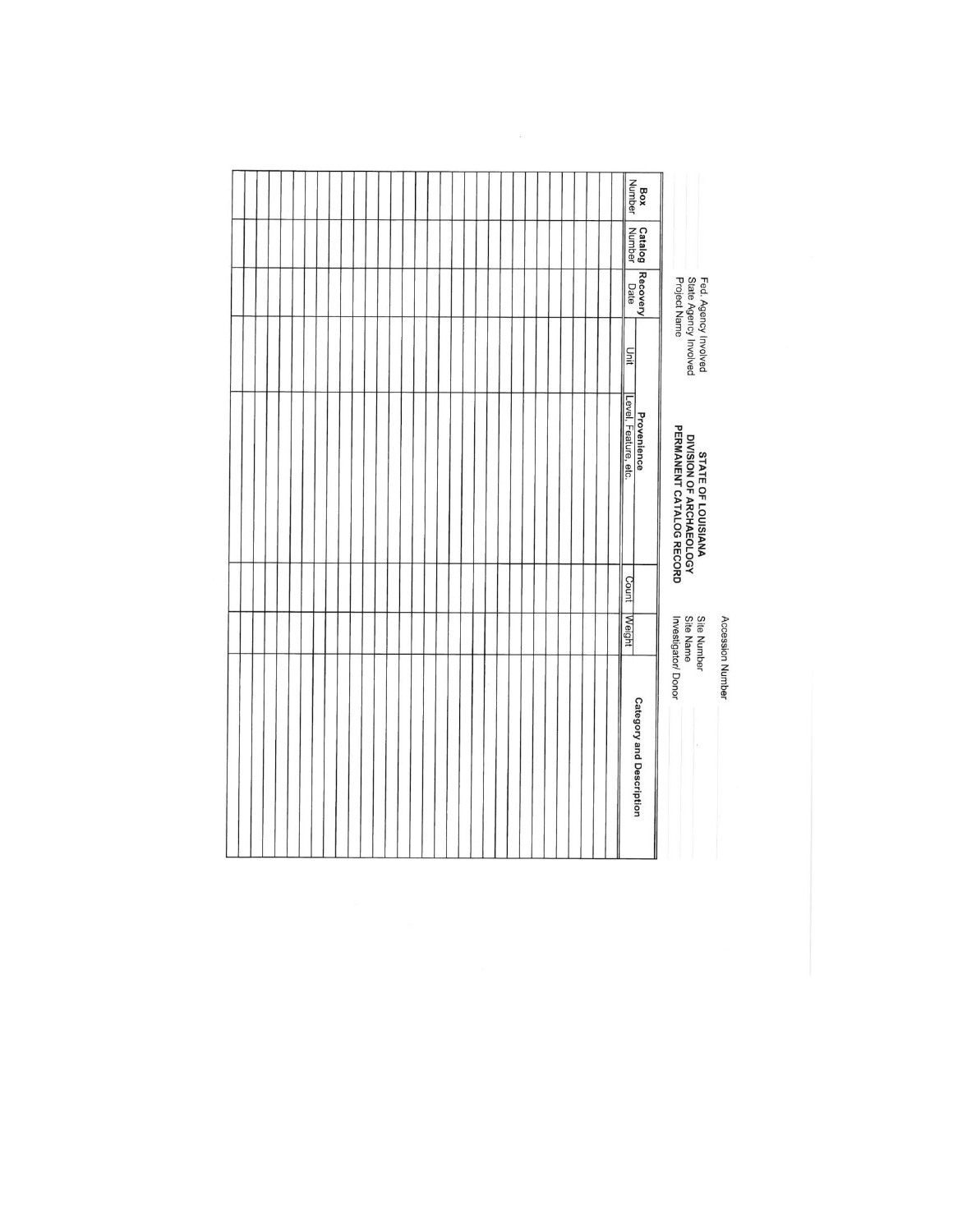# STATE OF LOUISIANA
## DIVISION OF ARCHAEOLOGY
## PERMANENT CATALOG RECORD

Fed. Agency Involved
State Agency Involved
Project Name

Accession Number
Site Number
Site Name
Investigator/ Donor

| Box Number | Catalog Number | Recovery Date | Provenience | | Count | Weight | Category and Description |
|---|---|---|---|---|---|---|---|
| | | | Unit | Level, Feature, etc. | | | |
| | | | | | | | |
| | | | | | | | |
| | | | | | | | |
| | | | | | | | |
| | | | | | | | |
| | | | | | | | |
| | | | | | | | |
| | | | | | | | |
| | | | | | | | |
| | | | | | | | |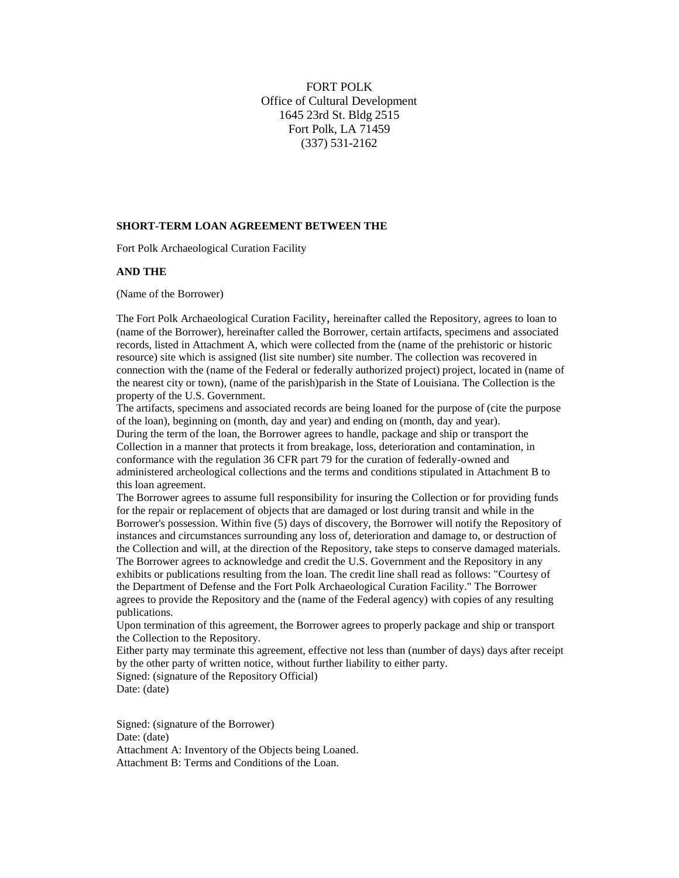FORT POLK
Office of Cultural Development
1645 23rd St. Bldg 2515
Fort Polk, LA 71459
(337) 531-2162

**SHORT-TERM LOAN AGREEMENT BETWEEN THE**

Fort Polk Archaeological Curation Facility

**AND THE**

(Name of the Borrower)

The Fort Polk Archaeological Curation Facility, hereinafter called the Repository, agrees to loan to (name of the Borrower), hereinafter called the Borrower, certain artifacts, specimens and associated records, listed in Attachment A, which were collected from the (name of the prehistoric or historic resource) site which is assigned (list site number) site number. The collection was recovered in connection with the (name of the Federal or federally authorized project) project, located in (name of the nearest city or town), (name of the parish)parish in the State of Louisiana. The Collection is the property of the U.S. Government.

The artifacts, specimens and associated records are being loaned for the purpose of (cite the purpose of the loan), beginning on (month, day and year) and ending on (month, day and year).

During the term of the loan, the Borrower agrees to handle, package and ship or transport the Collection in a manner that protects it from breakage, loss, deterioration and contamination, in conformance with the regulation 36 CFR part 79 for the curation of federally-owned and administered archeological collections and the terms and conditions stipulated in Attachment B to this loan agreement.

The Borrower agrees to assume full responsibility for insuring the Collection or for providing funds for the repair or replacement of objects that are damaged or lost during transit and while in the Borrower's possession. Within five (5) days of discovery, the Borrower will notify the Repository of instances and circumstances surrounding any loss of, deterioration and damage to, or destruction of the Collection and will, at the direction of the Repository, take steps to conserve damaged materials.

The Borrower agrees to acknowledge and credit the U.S. Government and the Repository in any exhibits or publications resulting from the loan. The credit line shall read as follows: "Courtesy of the Department of Defense and the Fort Polk Archaeological Curation Facility." The Borrower agrees to provide the Repository and the (name of the Federal agency) with copies of any resulting publications.

Upon termination of this agreement, the Borrower agrees to properly package and ship or transport the Collection to the Repository.

Either party may terminate this agreement, effective not less than (number of days) days after receipt by the other party of written notice, without further liability to either party.

Signed: (signature of the Repository Official)
Date: (date)

Signed: (signature of the Borrower)
Date: (date)
Attachment A: Inventory of the Objects being Loaned.
Attachment B: Terms and Conditions of the Loan.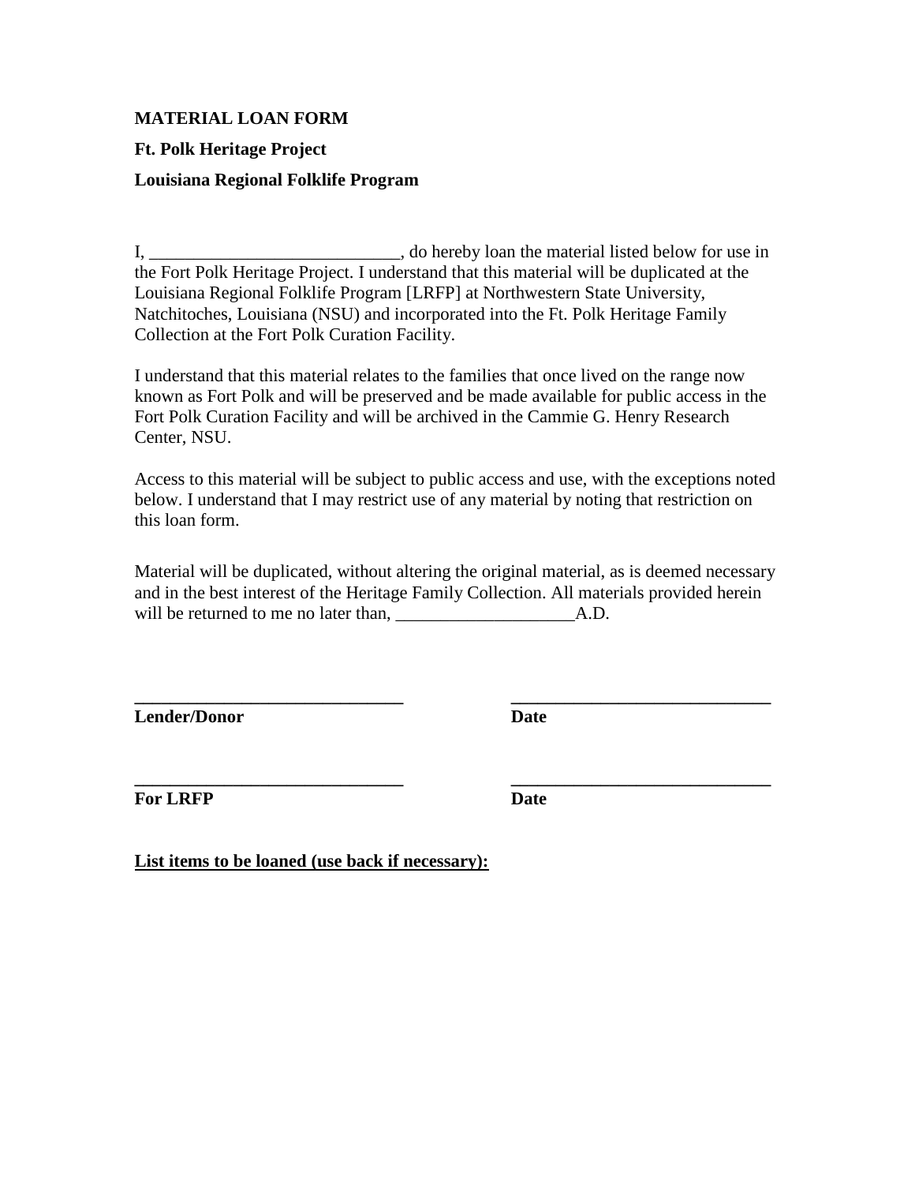**MATERIAL LOAN FORM**

**Ft. Polk Heritage Project**

**Louisiana Regional Folklife Program**

I, ____________________________, do hereby loan the material listed below for use in the Fort Polk Heritage Project. I understand that this material will be duplicated at the Louisiana Regional Folklife Program [LRFP] at Northwestern State University, Natchitoches, Louisiana (NSU) and incorporated into the Ft. Polk Heritage Family Collection at the Fort Polk Curation Facility.

I understand that this material relates to the families that once lived on the range now known as Fort Polk and will be preserved and be made available for public access in the Fort Polk Curation Facility and will be archived in the Cammie G. Henry Research Center, NSU.

Access to this material will be subject to public access and use, with the exceptions noted below. I understand that I may restrict use of any material by noting that restriction on this loan form.

Material will be duplicated, without altering the original material, as is deemed necessary and in the best interest of the Heritage Family Collection. All materials provided herein will be returned to me no later than, ____________________A.D.

______________________________ ______________________________
**Lender/Donor** **Date**

______________________________ ______________________________
**For LRFP** **Date**

**List items to be loaned (use back if necessary):**